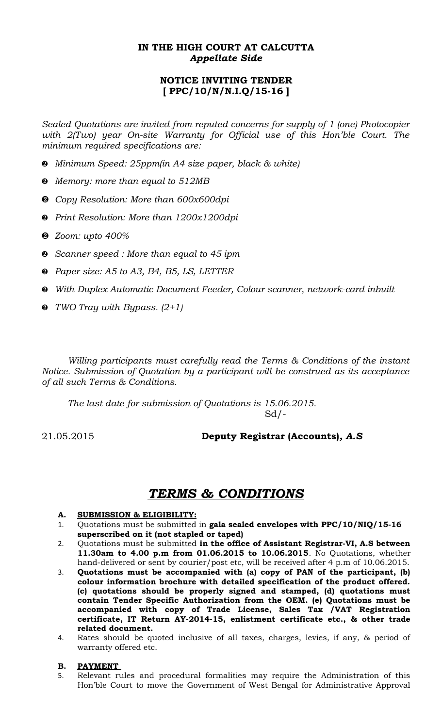**IN THE HIGH COURT AT CALCUTTA**
***Appellate Side***

**NOTICE INVITING TENDER**
**[ PPC/10/N/N.I.Q/15-16 ]**

*Sealed Quotations are invited from reputed concerns for supply of 1 (one) Photocopier with 2(Two) year On-site Warranty for Official use of this Hon'ble Court. The minimum required specifications are:*

- *Minimum Speed: 25ppm(in A4 size paper, black & white)*
- *Memory: more than equal to 512MB*
- *Copy Resolution: More than 600x600dpi*
- *Print Resolution: More than 1200x1200dpi*
- *Zoom: upto 400%*
- *Scanner speed : More than equal to 45 ipm*
- *Paper size: A5 to A3, B4, B5, LS, LETTER*
- *With Duplex Automatic Document Feeder, Colour scanner, network-card inbuilt*
- *TWO Tray with Bypass. (2+1)*

*Willing participants must carefully read the Terms & Conditions of the instant Notice. Submission of Quotation by a participant will be construed as its acceptance of all such Terms & Conditions.*

*The last date for submission of Quotations is 15.06.2015.*

Sd/-

21.05.2015 **Deputy Registrar (Accounts)*, A.S***

# ***TERMS & CONDITIONS***

**A. SUBMISSION & ELIGIBILITY:**

1. Quotations must be submitted in **gala sealed envelopes with PPC/10/NIQ/15-16 superscribed on it (not stapled or taped)**
2. Quotations must be submitted **in the office of Assistant Registrar-VI, A.S between 11.30am to 4.00 p.m from 01.06.2015 to 10.06.2015**. No Quotations, whether hand-delivered or sent by courier/post etc, will be received after 4 p.m of 10.06.2015.
3. **Quotations must be accompanied with (a) copy of PAN of the participant, (b) colour information brochure with detailed specification of the product offered. (c) quotations should be properly signed and stamped, (d) quotations must contain Tender Specific Authorization from the OEM. (e) Quotations must be accompanied with copy of Trade License, Sales Tax /VAT Registration certificate, IT Return AY-2014-15, enlistment certificate etc., & other trade related document.**
4. Rates should be quoted inclusive of all taxes, charges, levies, if any, & period of warranty offered etc.

**B. PAYMENT**

5. Relevant rules and procedural formalities may require the Administration of this Hon'ble Court to move the Government of West Bengal for Administrative Approval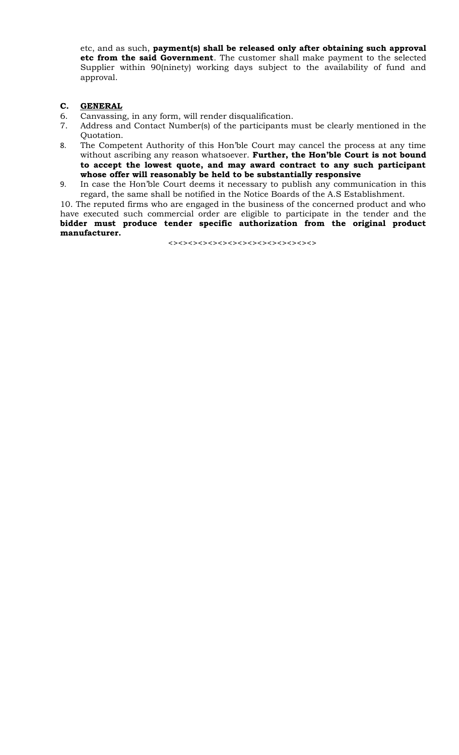etc, and as such, **payment(s) shall be released only after obtaining such approval etc from the said Government**. The customer shall make payment to the selected Supplier within 90(ninety) working days subject to the availability of fund and approval.

## C. GENERAL

6. Canvassing, in any form, will render disqualification.
7. Address and Contact Number(s) of the participants must be clearly mentioned in the Quotation.
8. The Competent Authority of this Hon'ble Court may cancel the process at any time without ascribing any reason whatsoever. **Further, the Hon'ble Court is not bound to accept the lowest quote, and may award contract to any such participant whose offer will reasonably be held to be substantially responsive**
9. In case the Hon'ble Court deems it necessary to publish any communication in this regard, the same shall be notified in the Notice Boards of the A.S Establishment.

10. The reputed firms who are engaged in the business of the concerned product and who have executed such commercial order are eligible to participate in the tender and the **bidder must produce tender specific authorization from the original product manufacturer.**

<><><><><><><><><><><><><><><>